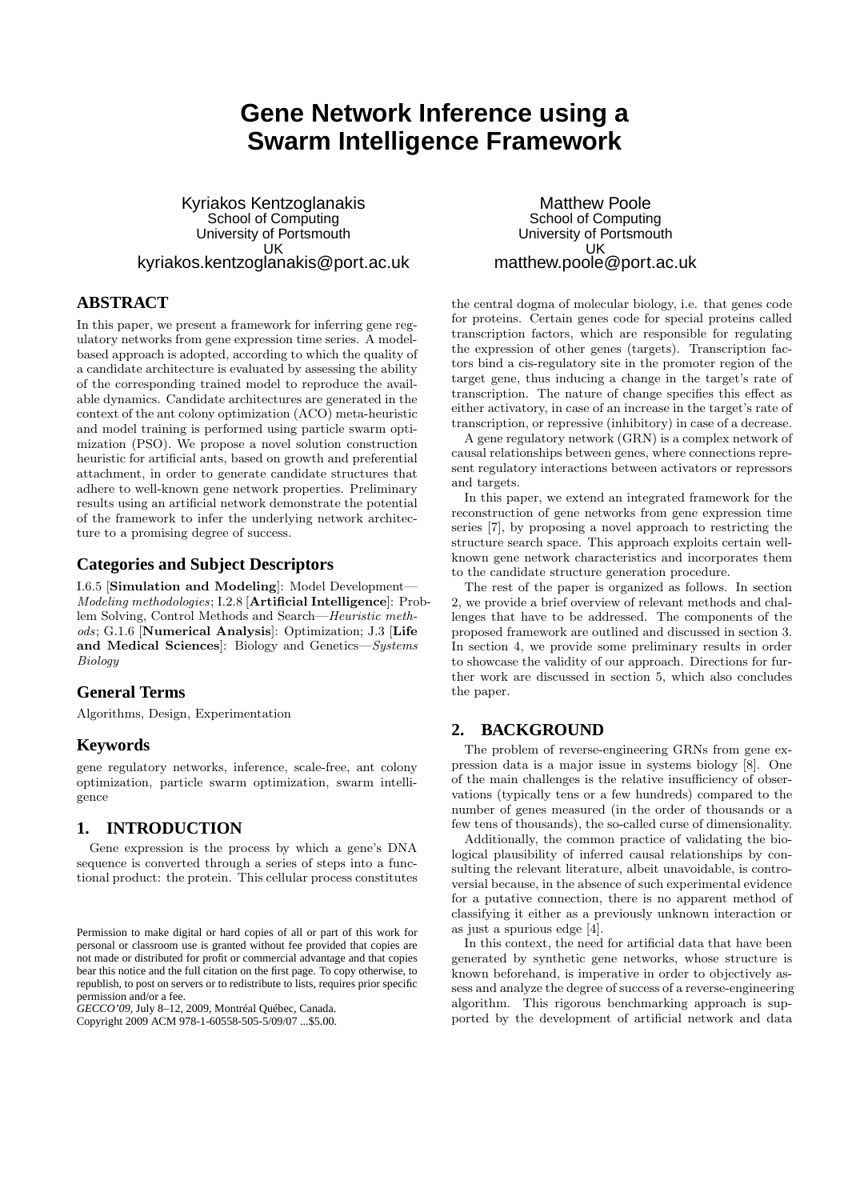# Gene Network Inference using a Swarm Intelligence Framework

Kyriakos Kentzoglanakis
School of Computing
University of Portsmouth
UK
kyriakos.kentzoglanakis@port.ac.uk

Matthew Poole
School of Computing
University of Portsmouth
UK
matthew.poole@port.ac.uk

## ABSTRACT

In this paper, we present a framework for inferring gene regulatory networks from gene expression time series. A model-based approach is adopted, according to which the quality of a candidate architecture is evaluated by assessing the ability of the corresponding trained model to reproduce the available dynamics. Candidate architectures are generated in the context of the ant colony optimization (ACO) meta-heuristic and model training is performed using particle swarm optimization (PSO). We propose a novel solution construction heuristic for artificial ants, based on growth and preferential attachment, in order to generate candidate structures that adhere to well-known gene network properties. Preliminary results using an artificial network demonstrate the potential of the framework to infer the underlying network architecture to a promising degree of success.

### Categories and Subject Descriptors

I.6.5 [**Simulation and Modeling**]: Model Development—*Modeling methodologies*; I.2.8 [**Artificial Intelligence**]: Problem Solving, Control Methods and Search—*Heuristic methods*; G.1.6 [**Numerical Analysis**]: Optimization; J.3 [**Life and Medical Sciences**]: Biology and Genetics—*Systems Biology*

### General Terms

Algorithms, Design, Experimentation

### Keywords

gene regulatory networks, inference, scale-free, ant colony optimization, particle swarm optimization, swarm intelligence

## 1. INTRODUCTION

Gene expression is the process by which a gene's DNA sequence is converted through a series of steps into a functional product: the protein. This cellular process constitutes the central dogma of molecular biology, i.e. that genes code for proteins. Certain genes code for special proteins called transcription factors, which are responsible for regulating the expression of other genes (targets). Transcription factors bind a cis-regulatory site in the promoter region of the target gene, thus inducing a change in the target's rate of transcription. The nature of change specifies this effect as either activatory, in case of an increase in the target's rate of transcription, or repressive (inhibitory) in case of a decrease.

A gene regulatory network (GRN) is a complex network of causal relationships between genes, where connections represent regulatory interactions between activators or repressors and targets.

In this paper, we extend an integrated framework for the reconstruction of gene networks from gene expression time series [7], by proposing a novel approach to restricting the structure search space. This approach exploits certain well-known gene network characteristics and incorporates them to the candidate structure generation procedure.

The rest of the paper is organized as follows. In section 2, we provide a brief overview of relevant methods and challenges that have to be addressed. The components of the proposed framework are outlined and discussed in section 3. In section 4, we provide some preliminary results in order to showcase the validity of our approach. Directions for further work are discussed in section 5, which also concludes the paper.

## 2. BACKGROUND

The problem of reverse-engineering GRNs from gene expression data is a major issue in systems biology [8]. One of the main challenges is the relative insufficiency of observations (typically tens or a few hundreds) compared to the number of genes measured (in the order of thousands or a few tens of thousands), the so-called curse of dimensionality.

Additionally, the common practice of validating the biological plausibility of inferred causal relationships by consulting the relevant literature, albeit unavoidable, is controversial because, in the absence of such experimental evidence for a putative connection, there is no apparent method of classifying it either as a previously unknown interaction or as just a spurious edge [4].

In this context, the need for artificial data that have been generated by synthetic gene networks, whose structure is known beforehand, is imperative in order to objectively assess and analyze the degree of success of a reverse-engineering algorithm. This rigorous benchmarking approach is supported by the development of artificial network and data

Permission to make digital or hard copies of all or part of this work for personal or classroom use is granted without fee provided that copies are not made or distributed for profit or commercial advantage and that copies bear this notice and the full citation on the first page. To copy otherwise, to republish, to post on servers or to redistribute to lists, requires prior specific permission and/or a fee.
*GECCO'09,* July 8–12, 2009, Montréal Québec, Canada.
Copyright 2009 ACM 978-1-60558-505-5/09/07 ...$5.00.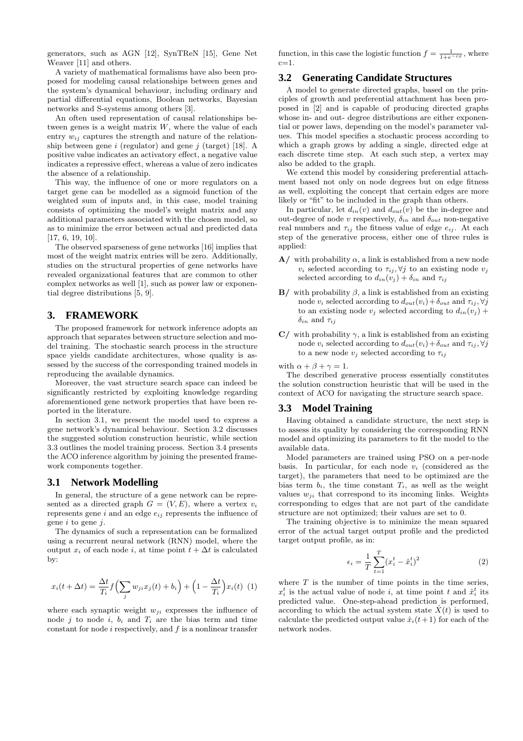generators, such as AGN [12], SynTReN [15], Gene Net Weaver [11] and others.

A variety of mathematical formalisms have also been proposed for modeling causal relationships between genes and the system's dynamical behaviour, including ordinary and partial differential equations, Boolean networks, Bayesian networks and S-systems among others [3].

An often used representation of causal relationships between genes is a weight matrix $W$, where the value of each entry $w_{ij}$ captures the strength and nature of the relationship between gene $i$ (regulator) and gene $j$ (target) [18]. A positive value indicates an activatory effect, a negative value indicates a repressive effect, whereas a value of zero indicates the absence of a relationship.

This way, the influence of one or more regulators on a target gene can be modelled as a sigmoid function of the weighted sum of inputs and, in this case, model training consists of optimizing the model's weight matrix and any additional parameters associated with the chosen model, so as to minimize the error between actual and predicted data [17, 6, 19, 10].

The observed sparseness of gene networks [16] implies that most of the weight matrix entries will be zero. Additionally, studies on the structural properties of gene networks have revealed organizational features that are common to other complex networks as well [1], such as power law or exponential degree distributions [5, 9].

## 3. FRAMEWORK

The proposed framework for network inference adopts an approach that separates between structure selection and model training. The stochastic search process in the structure space yields candidate architectures, whose quality is assessed by the success of the corresponding trained models in reproducing the available dynamics.

Moreover, the vast structure search space can indeed be significantly restricted by exploiting knowledge regarding aforementioned gene network properties that have been reported in the literature.

In section 3.1, we present the model used to express a gene network's dynamical behaviour. Section 3.2 discusses the suggested solution construction heuristic, while section 3.3 outlines the model training process. Section 3.4 presents the ACO inference algorithm by joining the presented framework components together.

### 3.1 Network Modelling

In general, the structure of a gene network can be represented as a directed graph $G = (V, E)$, where a vertex $v_i$ represents gene $i$ and an edge $e_{ij}$ represents the influence of gene $i$ to gene $j$.

The dynamics of such a representation can be formalized using a recurrent neural network (RNN) model, where the output $x_i$ of each node $i$, at time point $t + \Delta t$ is calculated by:

$$x_i(t + \Delta t) = \frac{\Delta t}{T_i} f\Big(\sum_j w_{ji} x_j(t) + b_i\Big) + \Big(1 - \frac{\Delta t}{T_i}\Big) x_i(t) \quad (1)$$

where each synaptic weight $w_{ji}$ expresses the influence of node $j$ to node $i$, $b_i$ and $T_i$ are the bias term and time constant for node $i$ respectively, and $f$ is a nonlinear transfer function, in this case the logistic function $f = \frac{1}{1+e^{-cx}}$, where c=1.

### 3.2 Generating Candidate Structures

A model to generate directed graphs, based on the principles of growth and preferential attachment has been proposed in [2] and is capable of producing directed graphs whose in- and out- degree distributions are either exponential or power laws, depending on the model's parameter values. This model specifies a stochastic process according to which a graph grows by adding a single, directed edge at each discrete time step. At each such step, a vertex may also be added to the graph.

We extend this model by considering preferential attachment based not only on node degrees but on edge fitness as well, exploiting the concept that certain edges are more likely or "fit" to be included in the graph than others.

In particular, let $d_{in}(v)$ and $d_{out}(v)$ be the in-degree and out-degree of node $v$ respectively, $\delta_{in}$ and $\delta_{out}$ non-negative real numbers and $\tau_{ij}$ the fitness value of edge $e_{ij}$. At each step of the generative process, either one of three rules is applied:

- **A/** with probability $\alpha$, a link is established from a new node $v_i$ selected according to $\tau_{ij}, \forall j$ to an existing node $v_j$ selected according to $d_{in}(v_j) + \delta_{in}$ and $\tau_{ij}$
- **B/** with probability $\beta$, a link is established from an existing node $v_i$ selected according to $d_{out}(v_i) + \delta_{out}$ and $\tau_{ij}, \forall j$ to an existing node $v_j$ selected according to $d_{in}(v_j) + \delta_{in}$ and $\tau_{ij}$
- **C/** with probability $\gamma$, a link is established from an existing node $v_i$ selected according to $d_{out}(v_i) + \delta_{out}$ and $\tau_{ij}, \forall j$ to a new node $v_j$ selected according to $\tau_{ij}$

with $\alpha + \beta + \gamma = 1$.

The described generative process essentially constitutes the solution construction heuristic that will be used in the context of ACO for navigating the structure search space.

### 3.3 Model Training

Having obtained a candidate structure, the next step is to assess its quality by considering the corresponding RNN model and optimizing its parameters to fit the model to the available data.

Model parameters are trained using PSO on a per-node basis. In particular, for each node $v_i$ (considered as the target), the parameters that need to be optimized are the bias term $b_i$, the time constant $T_i$, as well as the weight values $w_{ji}$ that correspond to its incoming links. Weights corresponding to edges that are not part of the candidate structure are not optimized; their values are set to 0.

The training objective is to minimize the mean squared error of the actual target output profile and the predicted target output profile, as in:

$$\epsilon_i = \frac{1}{T} \sum_{t=1}^{T} (x_i^t - \hat{x}_i^t)^2 \quad (2)$$

where $T$ is the number of time points in the time series, $x_i^t$ is the actual value of node $i$, at time point $t$ and $\hat{x}_i^t$ its predicted value. One-step-ahead prediction is performed, according to which the actual system state $\hat{X}(t)$ is used to calculate the predicted output value $\hat{x}_i(t+1)$ for each of the network nodes.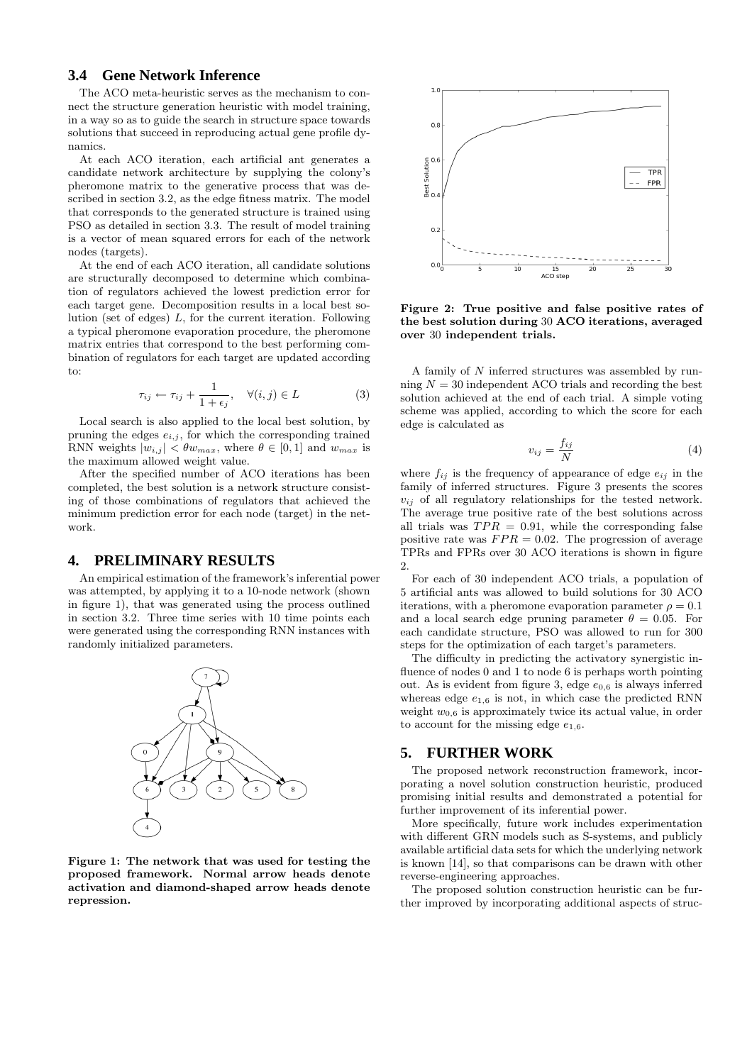### 3.4 Gene Network Inference

The ACO meta-heuristic serves as the mechanism to connect the structure generation heuristic with model training, in a way so as to guide the search in structure space towards solutions that succeed in reproducing actual gene profile dynamics.

At each ACO iteration, each artificial ant generates a candidate network architecture by supplying the colony's pheromone matrix to the generative process that was described in section 3.2, as the edge fitness matrix. The model that corresponds to the generated structure is trained using PSO as detailed in section 3.3. The result of model training is a vector of mean squared errors for each of the network nodes (targets).

At the end of each ACO iteration, all candidate solutions are structurally decomposed to determine which combination of regulators achieved the lowest prediction error for each target gene. Decomposition results in a local best solution (set of edges) $L$, for the current iteration. Following a typical pheromone evaporation procedure, the pheromone matrix entries that correspond to the best performing combination of regulators for each target are updated according to:

$$\tau_{ij} \leftarrow \tau_{ij} + \frac{1}{1+\epsilon_j}, \quad \forall (i,j) \in L \tag{3}$$

Local search is also applied to the local best solution, by pruning the edges $e_{i,j}$, for which the corresponding trained RNN weights $|w_{i,j}| < \theta w_{max}$, where $\theta \in [0,1]$ and $w_{max}$ is the maximum allowed weight value.

After the specified number of ACO iterations has been completed, the best solution is a network structure consisting of those combinations of regulators that achieved the minimum prediction error for each node (target) in the network.

## 4. PRELIMINARY RESULTS

An empirical estimation of the framework's inferential power was attempted, by applying it to a 10-node network (shown in figure 1), that was generated using the process outlined in section 3.2. Three time series with 10 time points each were generated using the corresponding RNN instances with randomly initialized parameters.

**Figure 1: The network that was used for testing the proposed framework. Normal arrow heads denote activation and diamond-shaped arrow heads denote repression.**

**Figure 2: True positive and false positive rates of the best solution during 30 ACO iterations, averaged over 30 independent trials.**

A family of $N$ inferred structures was assembled by running $N = 30$ independent ACO trials and recording the best solution achieved at the end of each trial. A simple voting scheme was applied, according to which the score for each edge is calculated as

$$v_{ij} = \frac{f_{ij}}{N} \tag{4}$$

where $f_{ij}$ is the frequency of appearance of edge $e_{ij}$ in the family of inferred structures. Figure 3 presents the scores $v_{ij}$ of all regulatory relationships for the tested network. The average true positive rate of the best solutions across all trials was $TPR = 0.91$, while the corresponding false positive rate was $FPR = 0.02$. The progression of average TPRs and FPRs over 30 ACO iterations is shown in figure 2.

For each of 30 independent ACO trials, a population of 5 artificial ants was allowed to build solutions for 30 ACO iterations, with a pheromone evaporation parameter $\rho = 0.1$ and a local search edge pruning parameter $\theta = 0.05$. For each candidate structure, PSO was allowed to run for 300 steps for the optimization of each target's parameters.

The difficulty in predicting the activatory synergistic influence of nodes 0 and 1 to node 6 is perhaps worth pointing out. As is evident from figure 3, edge $e_{0,6}$ is always inferred whereas edge $e_{1,6}$ is not, in which case the predicted RNN weight $w_{0,6}$ is approximately twice its actual value, in order to account for the missing edge $e_{1,6}$.

## 5. FURTHER WORK

The proposed network reconstruction framework, incorporating a novel solution construction heuristic, produced promising initial results and demonstrated a potential for further improvement of its inferential power.

More specifically, future work includes experimentation with different GRN models such as S-systems, and publicly available artificial data sets for which the underlying network is known [14], so that comparisons can be drawn with other reverse-engineering approaches.

The proposed solution construction heuristic can be further improved by incorporating additional aspects of struc-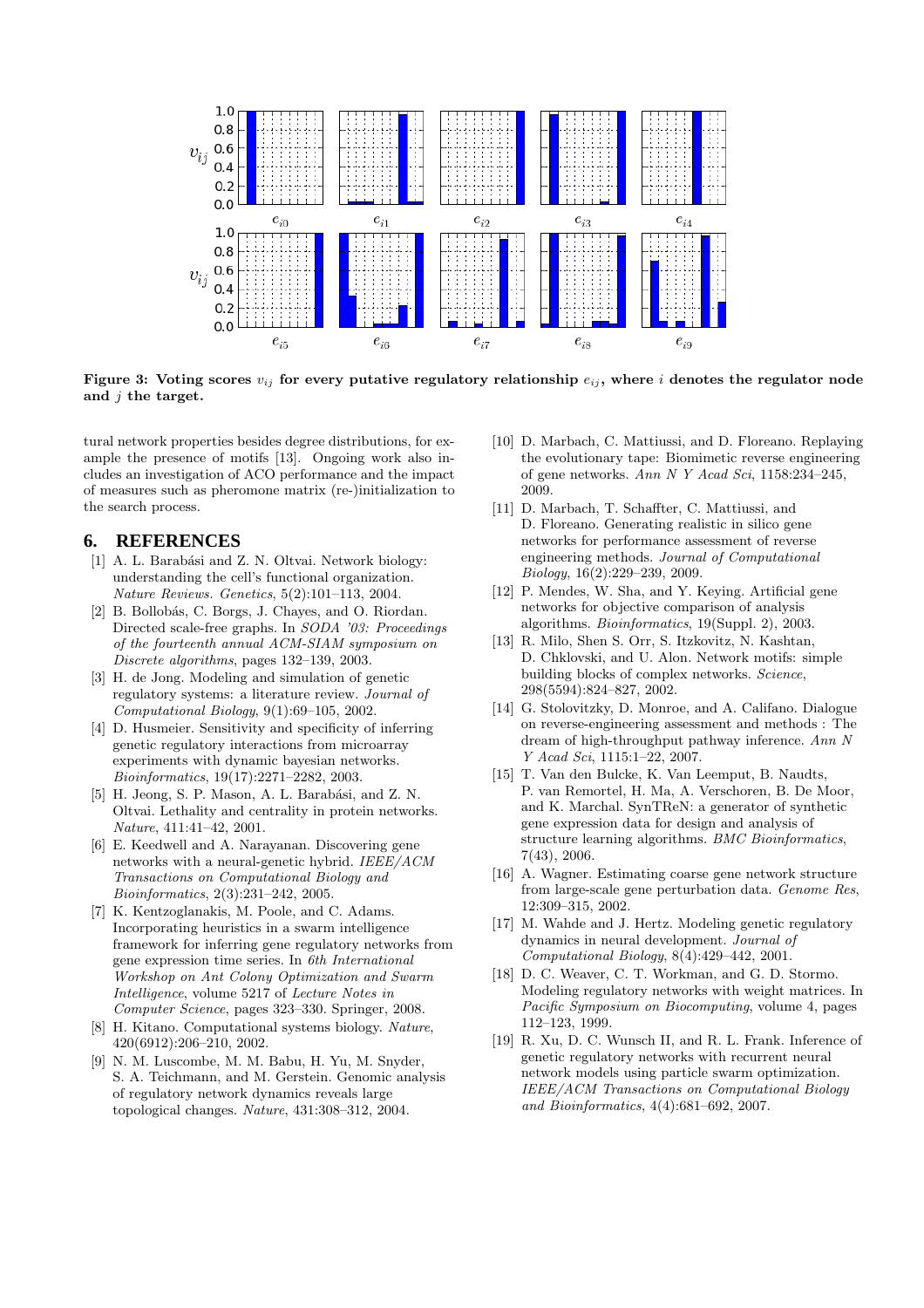1.0
0.8
$v_{ij}$ 0.6
0.4
0.2
0.0

$e_{i0}$ $e_{i1}$ $e_{i2}$ $e_{i3}$ $e_{i4}$

1.0
0.8
$v_{ij}$ 0.6
0.4
0.2
0.0

$e_{i5}$ $e_{i6}$ $e_{i7}$ $e_{i8}$ $e_{i9}$

**Figure 3: Voting scores $v_{ij}$ for every putative regulatory relationship $e_{ij}$, where $i$ denotes the regulator node and $j$ the target.**

tural network properties besides degree distributions, for example the presence of motifs [13]. Ongoing work also includes an investigation of ACO performance and the impact of measures such as pheromone matrix (re-)initialization to the search process.

# 6. REFERENCES

[1] A. L. Barabási and Z. N. Oltvai. Network biology: understanding the cell's functional organization. *Nature Reviews. Genetics*, 5(2):101–113, 2004.

[2] B. Bollobás, C. Borgs, J. Chayes, and O. Riordan. Directed scale-free graphs. In *SODA '03: Proceedings of the fourteenth annual ACM-SIAM symposium on Discrete algorithms*, pages 132–139, 2003.

[3] H. de Jong. Modeling and simulation of genetic regulatory systems: a literature review. *Journal of Computational Biology*, 9(1):69–105, 2002.

[4] D. Husmeier. Sensitivity and specificity of inferring genetic regulatory interactions from microarray experiments with dynamic bayesian networks. *Bioinformatics*, 19(17):2271–2282, 2003.

[5] H. Jeong, S. P. Mason, A. L. Barabási, and Z. N. Oltvai. Lethality and centrality in protein networks. *Nature*, 411:41–42, 2001.

[6] E. Keedwell and A. Narayanan. Discovering gene networks with a neural-genetic hybrid. *IEEE/ACM Transactions on Computational Biology and Bioinformatics*, 2(3):231–242, 2005.

[7] K. Kentzoglanakis, M. Poole, and C. Adams. Incorporating heuristics in a swarm intelligence framework for inferring gene regulatory networks from gene expression time series. In *6th International Workshop on Ant Colony Optimization and Swarm Intelligence*, volume 5217 of *Lecture Notes in Computer Science*, pages 323–330. Springer, 2008.

[8] H. Kitano. Computational systems biology. *Nature*, 420(6912):206–210, 2002.

[9] N. M. Luscombe, M. M. Babu, H. Yu, M. Snyder, S. A. Teichmann, and M. Gerstein. Genomic analysis of regulatory network dynamics reveals large topological changes. *Nature*, 431:308–312, 2004.

[10] D. Marbach, C. Mattiussi, and D. Floreano. Replaying the evolutionary tape: Biomimetic reverse engineering of gene networks. *Ann N Y Acad Sci*, 1158:234–245, 2009.

[11] D. Marbach, T. Schaffter, C. Mattiussi, and D. Floreano. Generating realistic in silico gene networks for performance assessment of reverse engineering methods. *Journal of Computational Biology*, 16(2):229–239, 2009.

[12] P. Mendes, W. Sha, and Y. Keying. Artificial gene networks for objective comparison of analysis algorithms. *Bioinformatics*, 19(Suppl. 2), 2003.

[13] R. Milo, Shen S. Orr, S. Itzkovitz, N. Kashtan, D. Chklovski, and U. Alon. Network motifs: simple building blocks of complex networks. *Science*, 298(5594):824–827, 2002.

[14] G. Stolovitzky, D. Monroe, and A. Califano. Dialogue on reverse-engineering assessment and methods : The dream of high-throughput pathway inference. *Ann N Y Acad Sci*, 1115:1–22, 2007.

[15] T. Van den Bulcke, K. Van Leemput, B. Naudts, P. van Remortel, H. Ma, A. Verschoren, B. De Moor, and K. Marchal. SynTReN: a generator of synthetic gene expression data for design and analysis of structure learning algorithms. *BMC Bioinformatics*, 7(43), 2006.

[16] A. Wagner. Estimating coarse gene network structure from large-scale gene perturbation data. *Genome Res*, 12:309–315, 2002.

[17] M. Wahde and J. Hertz. Modeling genetic regulatory dynamics in neural development. *Journal of Computational Biology*, 8(4):429–442, 2001.

[18] D. C. Weaver, C. T. Workman, and G. D. Stormo. Modeling regulatory networks with weight matrices. In *Pacific Symposium on Biocomputing*, volume 4, pages 112–123, 1999.

[19] R. Xu, D. C. Wunsch II, and R. L. Frank. Inference of genetic regulatory networks with recurrent neural network models using particle swarm optimization. *IEEE/ACM Transactions on Computational Biology and Bioinformatics*, 4(4):681–692, 2007.